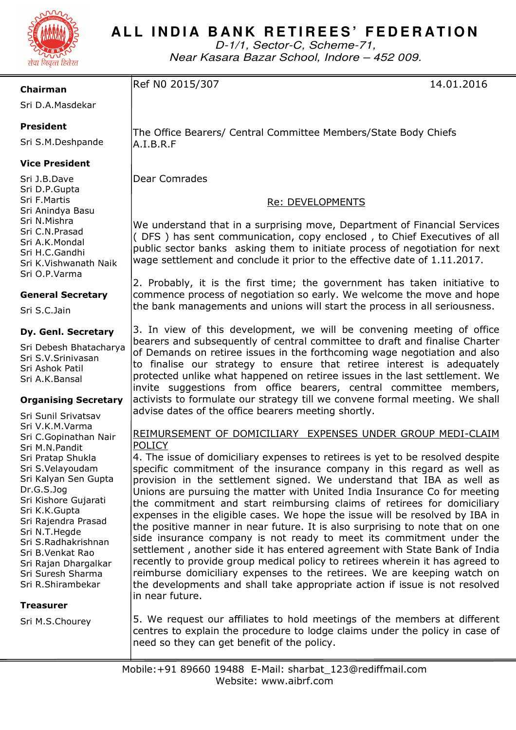# ALL INDIA BANK RETIREES' FEDERATION

*D-1/1, Sector-C, Scheme-71,*
*Near Kasara Bazar School, Indore – 452 009.*

**Chairman**
Sri D.A.Masdekar

**President**
Sri S.M.Deshpande

**Vice President**
Sri J.B.Dave
Sri D.P.Gupta
Sri F.Martis
Sri Anindya Basu
Sri N.Mishra
Sri C.N.Prasad
Sri A.K.Mondal
Sri H.C.Gandhi
Sri K.Vishwanath Naik
Sri O.P.Varma

**General Secretary**
Sri S.C.Jain

**Dy. Genl. Secretary**
Sri Debesh Bhatacharya
Sri S.V.Srinivasan
Sri Ashok Patil
Sri A.K.Bansal

**Organising Secretary**
Sri Sunil Srivatsav
Sri V.K.M.Varma
Sri C.Gopinathan Nair
Sri M.N.Pandit
Sri Pratap Shukla
Sri S.Velayoudam
Sri Kalyan Sen Gupta
Dr.G.S.Jog
Sri Kishore Gujarati
Sri K.K.Gupta
Sri Rajendra Prasad
Sri N.T.Hegde
Sri S.Radhakrishnan
Sri B.Venkat Rao
Sri Rajan Dhargalkar
Sri Suresh Sharma
Sri R.Shirambekar

**Treasurer**
Sri M.S.Chourey

---

Ref N0 2015/307 14.01.2016

The Office Bearers/ Central Committee Members/State Body Chiefs
A.I.B.R.F

Dear Comrades

Re: DEVELOPMENTS

We understand that in a surprising move, Department of Financial Services ( DFS ) has sent communication, copy enclosed , to Chief Executives of all public sector banks asking them to initiate process of negotiation for next wage settlement and conclude it prior to the effective date of 1.11.2017.

2. Probably, it is the first time; the government has taken initiative to commence process of negotiation so early. We welcome the move and hope the bank managements and unions will start the process in all seriousness.

3. In view of this development, we will be convening meeting of office bearers and subsequently of central committee to draft and finalise Charter of Demands on retiree issues in the forthcoming wage negotiation and also to finalise our strategy to ensure that retiree interest is adequately protected unlike what happened on retiree issues in the last settlement. We invite suggestions from office bearers, central committee members, activists to formulate our strategy till we convene formal meeting. We shall advise dates of the office bearers meeting shortly.

REIMURSEMENT OF DOMICILIARY EXPENSES UNDER GROUP MEDI-CLAIM POLICY

4. The issue of domiciliary expenses to retirees is yet to be resolved despite specific commitment of the insurance company in this regard as well as provision in the settlement signed. We understand that IBA as well as Unions are pursuing the matter with United India Insurance Co for meeting the commitment and start reimbursing claims of retirees for domiciliary expenses in the eligible cases. We hope the issue will be resolved by IBA in the positive manner in near future. It is also surprising to note that on one side insurance company is not ready to meet its commitment under the settlement , another side it has entered agreement with State Bank of India recently to provide group medical policy to retirees wherein it has agreed to reimburse domiciliary expenses to the retirees. We are keeping watch on the developments and shall take appropriate action if issue is not resolved in near future.

5. We request our affiliates to hold meetings of the members at different centres to explain the procedure to lodge claims under the policy in case of need so they can get benefit of the policy.

Mobile:+91 89660 19488 E-Mail: sharbat_123@rediffmail.com
Website: www.aibrf.com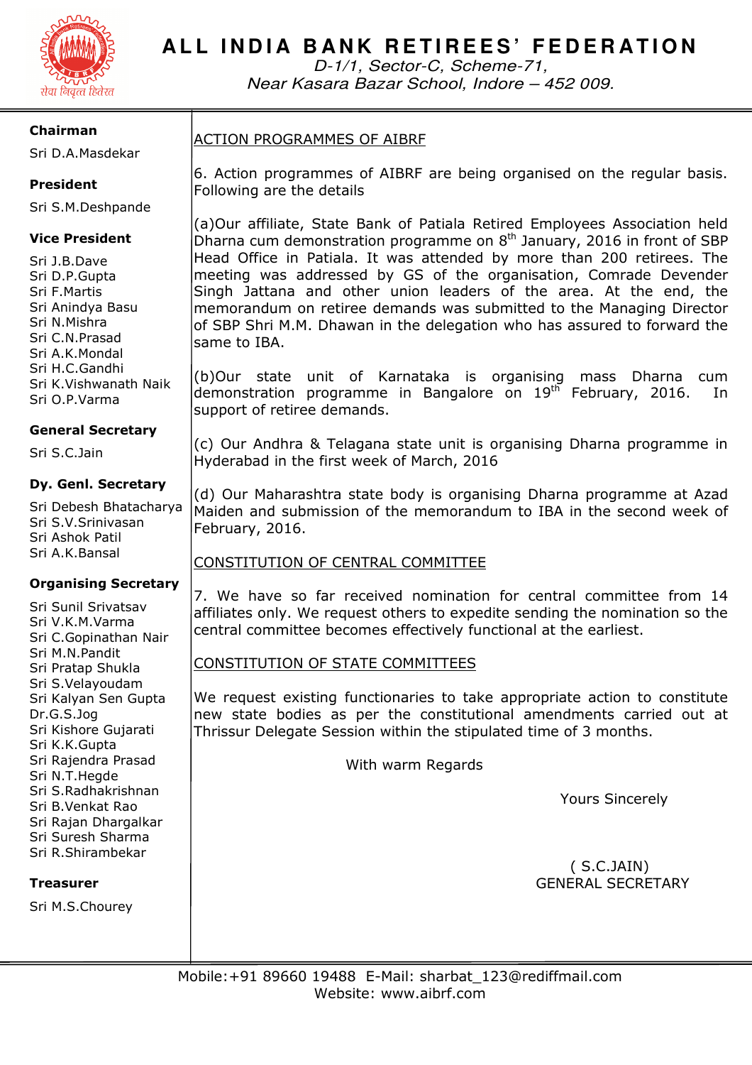# ALL INDIA BANK RETIREES' FEDERATION

*D-1/1, Sector-C, Scheme-71,*
*Near Kasara Bazar School, Indore – 452 009.*

**Chairman**

Sri D.A.Masdekar

**President**

Sri S.M.Deshpande

**Vice President**

Sri J.B.Dave
Sri D.P.Gupta
Sri F.Martis
Sri Anindya Basu
Sri N.Mishra
Sri C.N.Prasad
Sri A.K.Mondal
Sri H.C.Gandhi
Sri K.Vishwanath Naik
Sri O.P.Varma

**General Secretary**

Sri S.C.Jain

**Dy. Genl. Secretary**

Sri Debesh Bhatacharya
Sri S.V.Srinivasan
Sri Ashok Patil
Sri A.K.Bansal

**Organising Secretary**

Sri Sunil Srivatsav
Sri V.K.M.Varma
Sri C.Gopinathan Nair
Sri M.N.Pandit
Sri Pratap Shukla
Sri S.Velayoudam
Sri Kalyan Sen Gupta
Dr.G.S.Jog
Sri Kishore Gujarati
Sri K.K.Gupta
Sri Rajendra Prasad
Sri N.T.Hegde
Sri S.Radhakrishnan
Sri B.Venkat Rao
Sri Rajan Dhargalkar
Sri Suresh Sharma
Sri R.Shirambekar

**Treasurer**

Sri M.S.Chourey

ACTION PROGRAMMES OF AIBRF

6. Action programmes of AIBRF are being organised on the regular basis. Following are the details

(a)Our affiliate, State Bank of Patiala Retired Employees Association held Dharna cum demonstration programme on 8th January, 2016 in front of SBP Head Office in Patiala. It was attended by more than 200 retirees. The meeting was addressed by GS of the organisation, Comrade Devender Singh Jattana and other union leaders of the area. At the end, the memorandum on retiree demands was submitted to the Managing Director of SBP Shri M.M. Dhawan in the delegation who has assured to forward the same to IBA.

(b)Our state unit of Karnataka is organising mass Dharna cum demonstration programme in Bangalore on 19th February, 2016. In support of retiree demands.

(c) Our Andhra & Telagana state unit is organising Dharna programme in Hyderabad in the first week of March, 2016

(d) Our Maharashtra state body is organising Dharna programme at Azad Maiden and submission of the memorandum to IBA in the second week of February, 2016.

CONSTITUTION OF CENTRAL COMMITTEE

7. We have so far received nomination for central committee from 14 affiliates only. We request others to expedite sending the nomination so the central committee becomes effectively functional at the earliest.

CONSTITUTION OF STATE COMMITTEES

We request existing functionaries to take appropriate action to constitute new state bodies as per the constitutional amendments carried out at Thrissur Delegate Session within the stipulated time of 3 months.

With warm Regards

Yours Sincerely

( S.C.JAIN)
GENERAL SECRETARY

Mobile:+91 89660 19488 E-Mail: sharbat_123@rediffmail.com
Website: www.aibrf.com